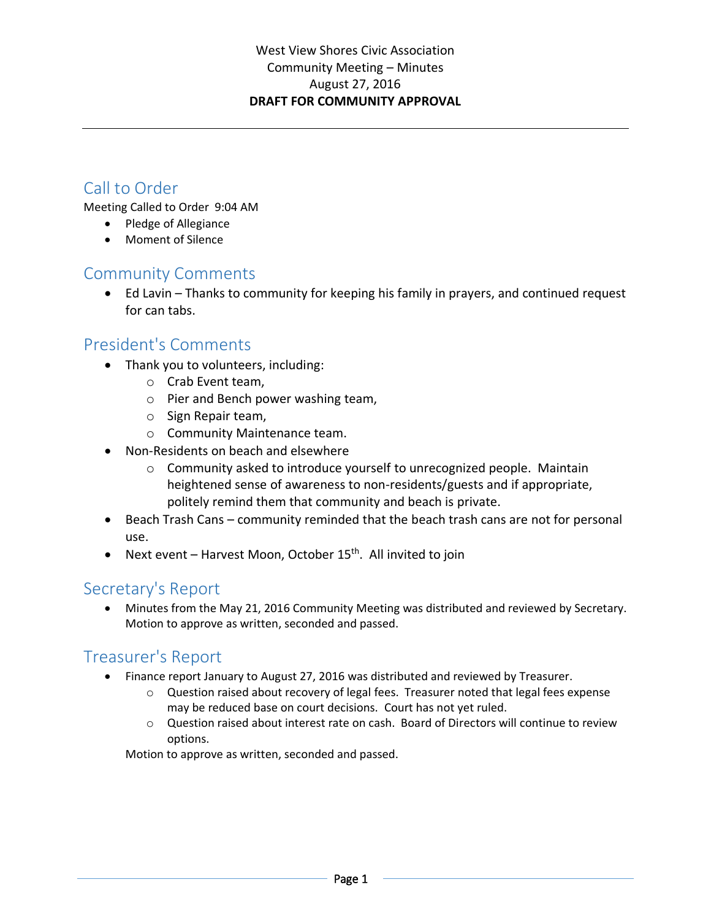West View Shores Civic Association
Community Meeting – Minutes
August 27, 2016
**DRAFT FOR COMMUNITY APPROVAL**

---

## Call to Order

Meeting Called to Order 9:04 AM

- Pledge of Allegiance
- Moment of Silence

## Community Comments

- Ed Lavin – Thanks to community for keeping his family in prayers, and continued request for can tabs.

## President's Comments

- Thank you to volunteers, including:
  - Crab Event team,
  - Pier and Bench power washing team,
  - Sign Repair team,
  - Community Maintenance team.
- Non-Residents on beach and elsewhere
  - Community asked to introduce yourself to unrecognized people. Maintain heightened sense of awareness to non-residents/guests and if appropriate, politely remind them that community and beach is private.
- Beach Trash Cans – community reminded that the beach trash cans are not for personal use.
- Next event – Harvest Moon, October 15th. All invited to join

## Secretary's Report

- Minutes from the May 21, 2016 Community Meeting was distributed and reviewed by Secretary. Motion to approve as written, seconded and passed.

## Treasurer's Report

- Finance report January to August 27, 2016 was distributed and reviewed by Treasurer.
  - Question raised about recovery of legal fees. Treasurer noted that legal fees expense may be reduced base on court decisions. Court has not yet ruled.
  - Question raised about interest rate on cash. Board of Directors will continue to review options.

  Motion to approve as written, seconded and passed.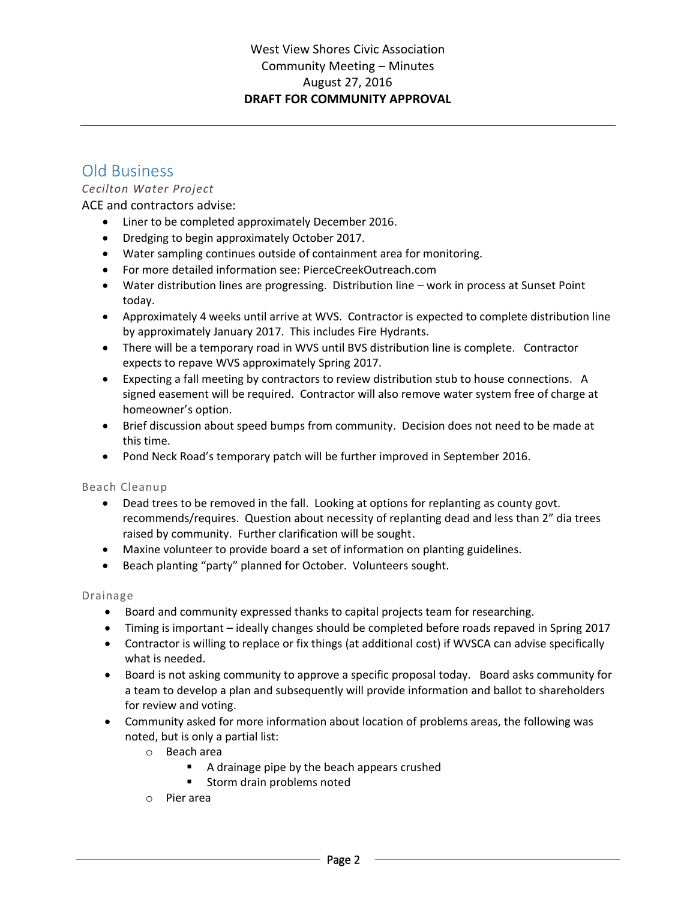West View Shores Civic Association
Community Meeting – Minutes
August 27, 2016
**DRAFT FOR COMMUNITY APPROVAL**

---

# Old Business

### *Cecilton Water Project*

ACE and contractors advise:

- Liner to be completed approximately December 2016.
- Dredging to begin approximately October 2017.
- Water sampling continues outside of containment area for monitoring.
- For more detailed information see: PierceCreekOutreach.com
- Water distribution lines are progressing. Distribution line – work in process at Sunset Point today.
- Approximately 4 weeks until arrive at WVS. Contractor is expected to complete distribution line by approximately January 2017. This includes Fire Hydrants.
- There will be a temporary road in WVS until BVS distribution line is complete. Contractor expects to repave WVS approximately Spring 2017.
- Expecting a fall meeting by contractors to review distribution stub to house connections. A signed easement will be required. Contractor will also remove water system free of charge at homeowner's option.
- Brief discussion about speed bumps from community. Decision does not need to be made at this time.
- Pond Neck Road's temporary patch will be further improved in September 2016.

### Beach Cleanup

- Dead trees to be removed in the fall. Looking at options for replanting as county govt. recommends/requires. Question about necessity of replanting dead and less than 2" dia trees raised by community. Further clarification will be sought.
- Maxine volunteer to provide board a set of information on planting guidelines.
- Beach planting "party" planned for October. Volunteers sought.

### Drainage

- Board and community expressed thanks to capital projects team for researching.
- Timing is important – ideally changes should be completed before roads repaved in Spring 2017
- Contractor is willing to replace or fix things (at additional cost) if WVSCA can advise specifically what is needed.
- Board is not asking community to approve a specific proposal today. Board asks community for a team to develop a plan and subsequently will provide information and ballot to shareholders for review and voting.
- Community asked for more information about location of problems areas, the following was noted, but is only a partial list:
  - Beach area
    - A drainage pipe by the beach appears crushed
    - Storm drain problems noted
  - Pier area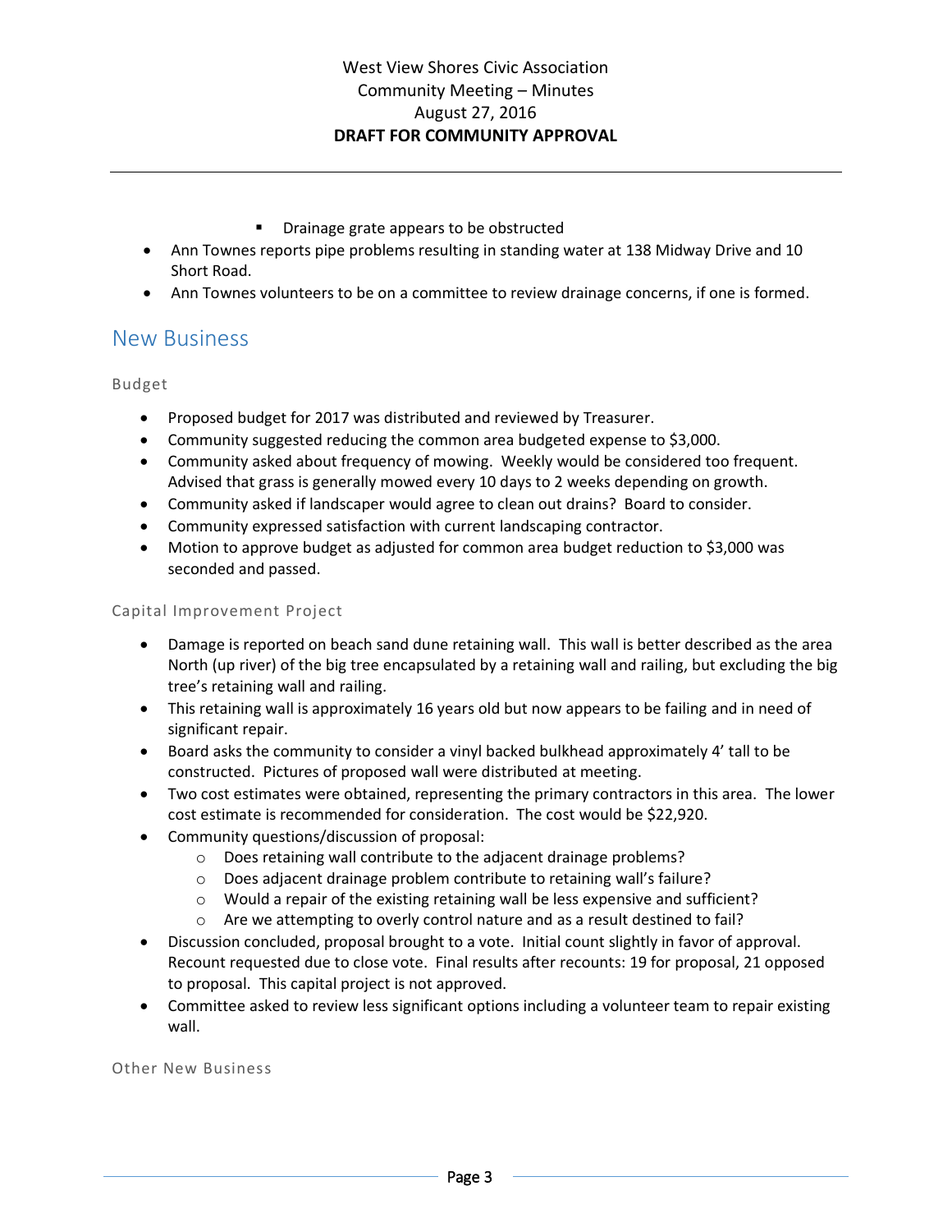- Drainage grate appears to be obstructed
- Ann Townes reports pipe problems resulting in standing water at 138 Midway Drive and 10 Short Road.
- Ann Townes volunteers to be on a committee to review drainage concerns, if one is formed.

## New Business

### Budget

- Proposed budget for 2017 was distributed and reviewed by Treasurer.
- Community suggested reducing the common area budgeted expense to $3,000.
- Community asked about frequency of mowing. Weekly would be considered too frequent. Advised that grass is generally mowed every 10 days to 2 weeks depending on growth.
- Community asked if landscaper would agree to clean out drains? Board to consider.
- Community expressed satisfaction with current landscaping contractor.
- Motion to approve budget as adjusted for common area budget reduction to $3,000 was seconded and passed.

### Capital Improvement Project

- Damage is reported on beach sand dune retaining wall. This wall is better described as the area North (up river) of the big tree encapsulated by a retaining wall and railing, but excluding the big tree's retaining wall and railing.
- This retaining wall is approximately 16 years old but now appears to be failing and in need of significant repair.
- Board asks the community to consider a vinyl backed bulkhead approximately 4' tall to be constructed. Pictures of proposed wall were distributed at meeting.
- Two cost estimates were obtained, representing the primary contractors in this area. The lower cost estimate is recommended for consideration. The cost would be $22,920.
- Community questions/discussion of proposal:
    - Does retaining wall contribute to the adjacent drainage problems?
    - Does adjacent drainage problem contribute to retaining wall's failure?
    - Would a repair of the existing retaining wall be less expensive and sufficient?
    - Are we attempting to overly control nature and as a result destined to fail?
- Discussion concluded, proposal brought to a vote. Initial count slightly in favor of approval. Recount requested due to close vote. Final results after recounts: 19 for proposal, 21 opposed to proposal. This capital project is not approved.
- Committee asked to review less significant options including a volunteer team to repair existing wall.

### Other New Business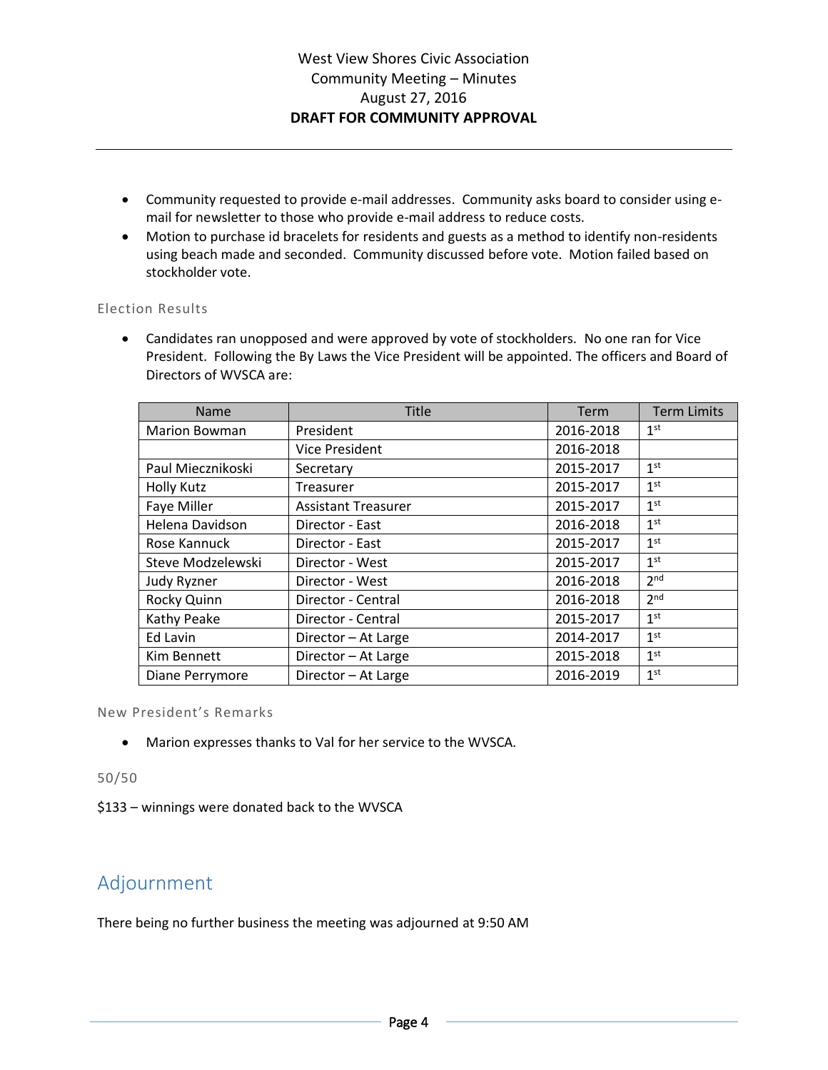West View Shores Civic Association
Community Meeting – Minutes
August 27, 2016
**DRAFT FOR COMMUNITY APPROVAL**

- Community requested to provide e-mail addresses. Community asks board to consider using e-mail for newsletter to those who provide e-mail address to reduce costs.
- Motion to purchase id bracelets for residents and guests as a method to identify non-residents using beach made and seconded. Community discussed before vote. Motion failed based on stockholder vote.

### Election Results

- Candidates ran unopposed and were approved by vote of stockholders. No one ran for Vice President. Following the By Laws the Vice President will be appointed. The officers and Board of Directors of WVSCA are:

| Name | Title | Term | Term Limits |
|---|---|---|---|
| Marion Bowman | President | 2016-2018 | 1st |
| | Vice President | 2016-2018 | |
| Paul Miecznikoski | Secretary | 2015-2017 | 1st |
| Holly Kutz | Treasurer | 2015-2017 | 1st |
| Faye Miller | Assistant Treasurer | 2015-2017 | 1st |
| Helena Davidson | Director - East | 2016-2018 | 1st |
| Rose Kannuck | Director - East | 2015-2017 | 1st |
| Steve Modzelewski | Director - West | 2015-2017 | 1st |
| Judy Ryzner | Director - West | 2016-2018 | 2nd |
| Rocky Quinn | Director - Central | 2016-2018 | 2nd |
| Kathy Peake | Director - Central | 2015-2017 | 1st |
| Ed Lavin | Director – At Large | 2014-2017 | 1st |
| Kim Bennett | Director – At Large | 2015-2018 | 1st |
| Diane Perrymore | Director – At Large | 2016-2019 | 1st |

### New President's Remarks

- Marion expresses thanks to Val for her service to the WVSCA.

### 50/50

$133 – winnings were donated back to the WVSCA

## Adjournment

There being no further business the meeting was adjourned at 9:50 AM